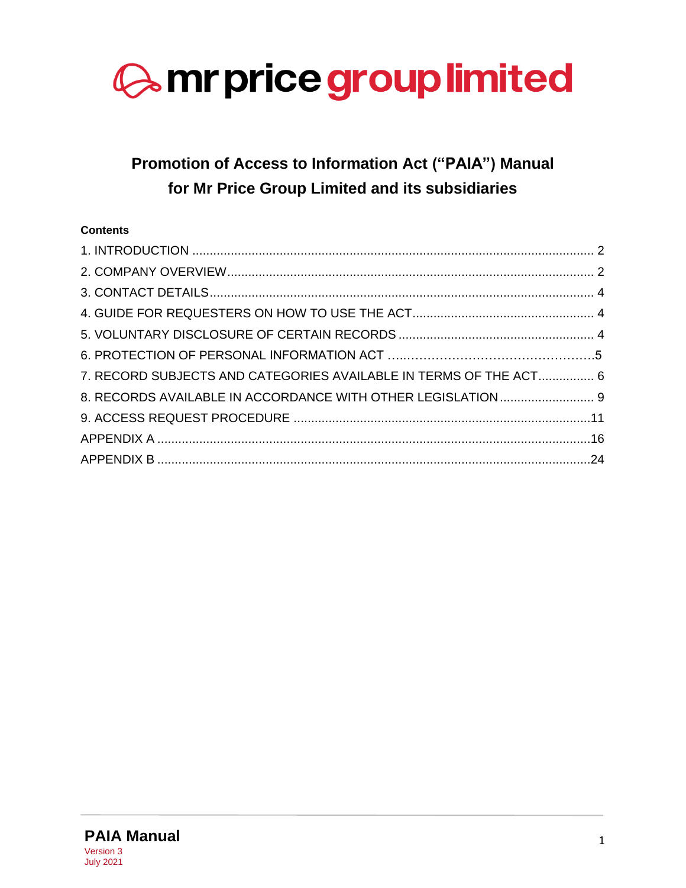mr price group limited

# Promotion of Access to Information Act ("PAIA") Manual for Mr Price Group Limited and its subsidiaries

**Contents**

1. INTRODUCTION .......... 2
2. COMPANY OVERVIEW .......... 2
3. CONTACT DETAILS .......... 4
4. GUIDE FOR REQUESTERS ON HOW TO USE THE ACT .......... 4
5. VOLUNTARY DISCLOSURE OF CERTAIN RECORDS .......... 4
6. PROTECTION OF PERSONAL INFORMATION ACT .......... 5
7. RECORD SUBJECTS AND CATEGORIES AVAILABLE IN TERMS OF THE ACT .......... 6
8. RECORDS AVAILABLE IN ACCORDANCE WITH OTHER LEGISLATION .......... 9
9. ACCESS REQUEST PROCEDURE .......... 11

APPENDIX A .......... 16

APPENDIX B .......... 24

**PAIA Manual**
Version 3
July 2021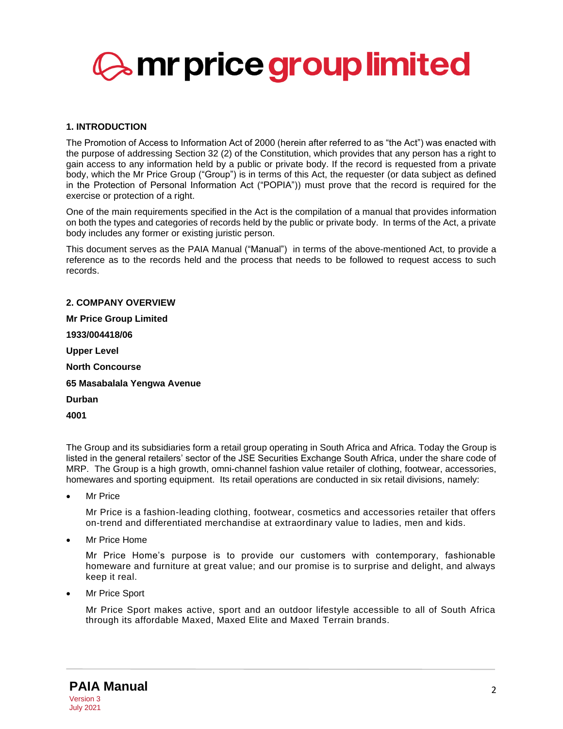# mr price group limited

## 1. INTRODUCTION

The Promotion of Access to Information Act of 2000 (herein after referred to as "the Act") was enacted with the purpose of addressing Section 32 (2) of the Constitution, which provides that any person has a right to gain access to any information held by a public or private body. If the record is requested from a private body, which the Mr Price Group ("Group") is in terms of this Act, the requester (or data subject as defined in the Protection of Personal Information Act ("POPIA")) must prove that the record is required for the exercise or protection of a right.

One of the main requirements specified in the Act is the compilation of a manual that provides information on both the types and categories of records held by the public or private body. In terms of the Act, a private body includes any former or existing juristic person.

This document serves as the PAIA Manual ("Manual") in terms of the above-mentioned Act, to provide a reference as to the records held and the process that needs to be followed to request access to such records.

## 2. COMPANY OVERVIEW

**Mr Price Group Limited**

**1933/004418/06**

**Upper Level**

**North Concourse**

**65 Masabalala Yengwa Avenue**

**Durban**

**4001**

The Group and its subsidiaries form a retail group operating in South Africa and Africa. Today the Group is listed in the general retailers' sector of the JSE Securities Exchange South Africa, under the share code of MRP. The Group is a high growth, omni-channel fashion value retailer of clothing, footwear, accessories, homewares and sporting equipment. Its retail operations are conducted in six retail divisions, namely:

- Mr Price

  Mr Price is a fashion-leading clothing, footwear, cosmetics and accessories retailer that offers on-trend and differentiated merchandise at extraordinary value to ladies, men and kids.

- Mr Price Home

  Mr Price Home's purpose is to provide our customers with contemporary, fashionable homeware and furniture at great value; and our promise is to surprise and delight, and always keep it real.

- Mr Price Sport

  Mr Price Sport makes active, sport and an outdoor lifestyle accessible to all of South Africa through its affordable Maxed, Maxed Elite and Maxed Terrain brands.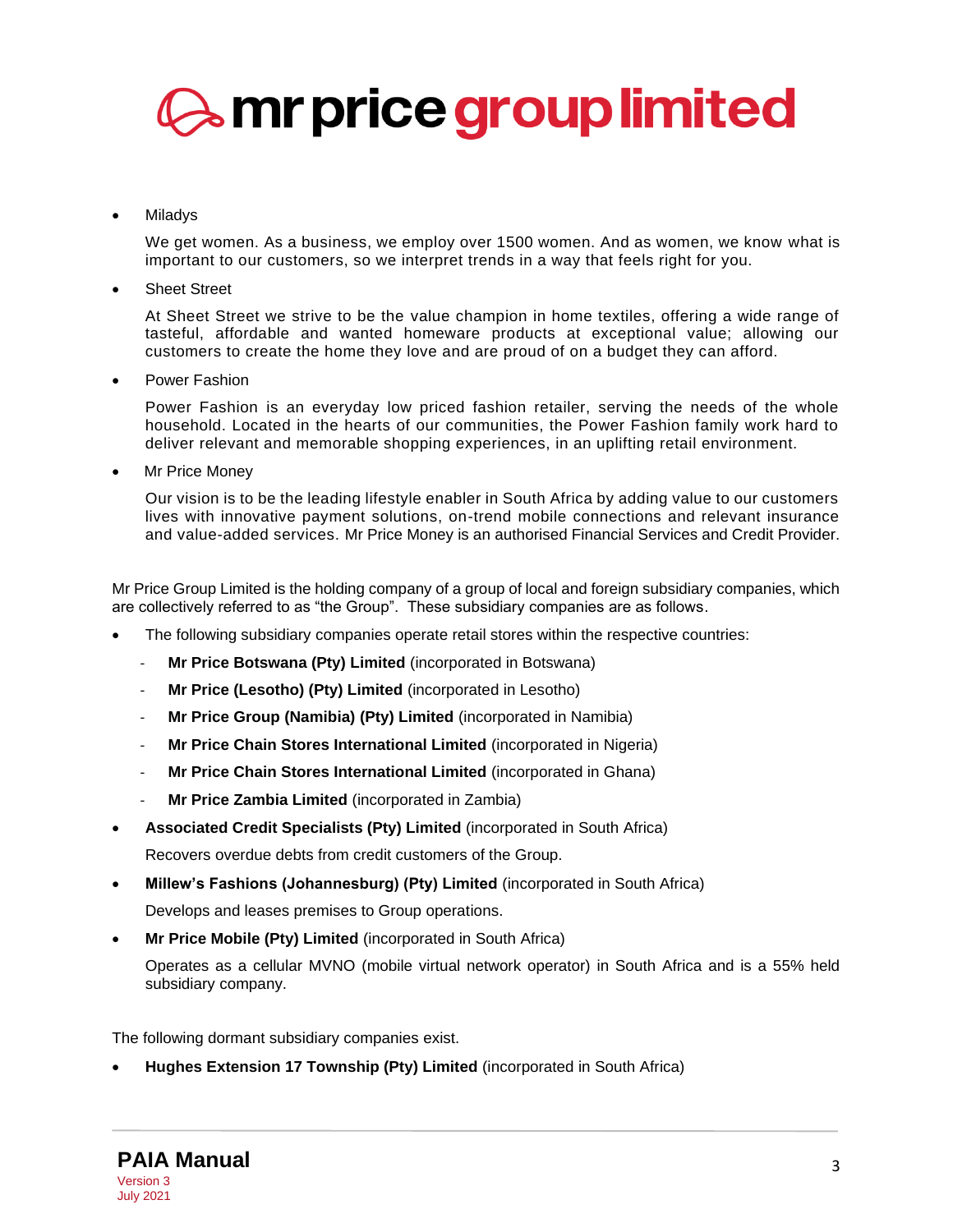- Miladys

  We get women. As a business, we employ over 1500 women. And as women, we know what is important to our customers, so we interpret trends in a way that feels right for you.

- Sheet Street

  At Sheet Street we strive to be the value champion in home textiles, offering a wide range of tasteful, affordable and wanted homeware products at exceptional value; allowing our customers to create the home they love and are proud of on a budget they can afford.

- Power Fashion

  Power Fashion is an everyday low priced fashion retailer, serving the needs of the whole household. Located in the hearts of our communities, the Power Fashion family work hard to deliver relevant and memorable shopping experiences, in an uplifting retail environment.

- Mr Price Money

  Our vision is to be the leading lifestyle enabler in South Africa by adding value to our customers lives with innovative payment solutions, on-trend mobile connections and relevant insurance and value-added services. Mr Price Money is an authorised Financial Services and Credit Provider.

Mr Price Group Limited is the holding company of a group of local and foreign subsidiary companies, which are collectively referred to as "the Group". These subsidiary companies are as follows.

- The following subsidiary companies operate retail stores within the respective countries:
  - **Mr Price Botswana (Pty) Limited** (incorporated in Botswana)
  - **Mr Price (Lesotho) (Pty) Limited** (incorporated in Lesotho)
  - **Mr Price Group (Namibia) (Pty) Limited** (incorporated in Namibia)
  - **Mr Price Chain Stores International Limited** (incorporated in Nigeria)
  - **Mr Price Chain Stores International Limited** (incorporated in Ghana)
  - **Mr Price Zambia Limited** (incorporated in Zambia)
- **Associated Credit Specialists (Pty) Limited** (incorporated in South Africa)

  Recovers overdue debts from credit customers of the Group.
- **Millew's Fashions (Johannesburg) (Pty) Limited** (incorporated in South Africa)

  Develops and leases premises to Group operations.
- **Mr Price Mobile (Pty) Limited** (incorporated in South Africa)

  Operates as a cellular MVNO (mobile virtual network operator) in South Africa and is a 55% held subsidiary company.

The following dormant subsidiary companies exist.

- **Hughes Extension 17 Township (Pty) Limited** (incorporated in South Africa)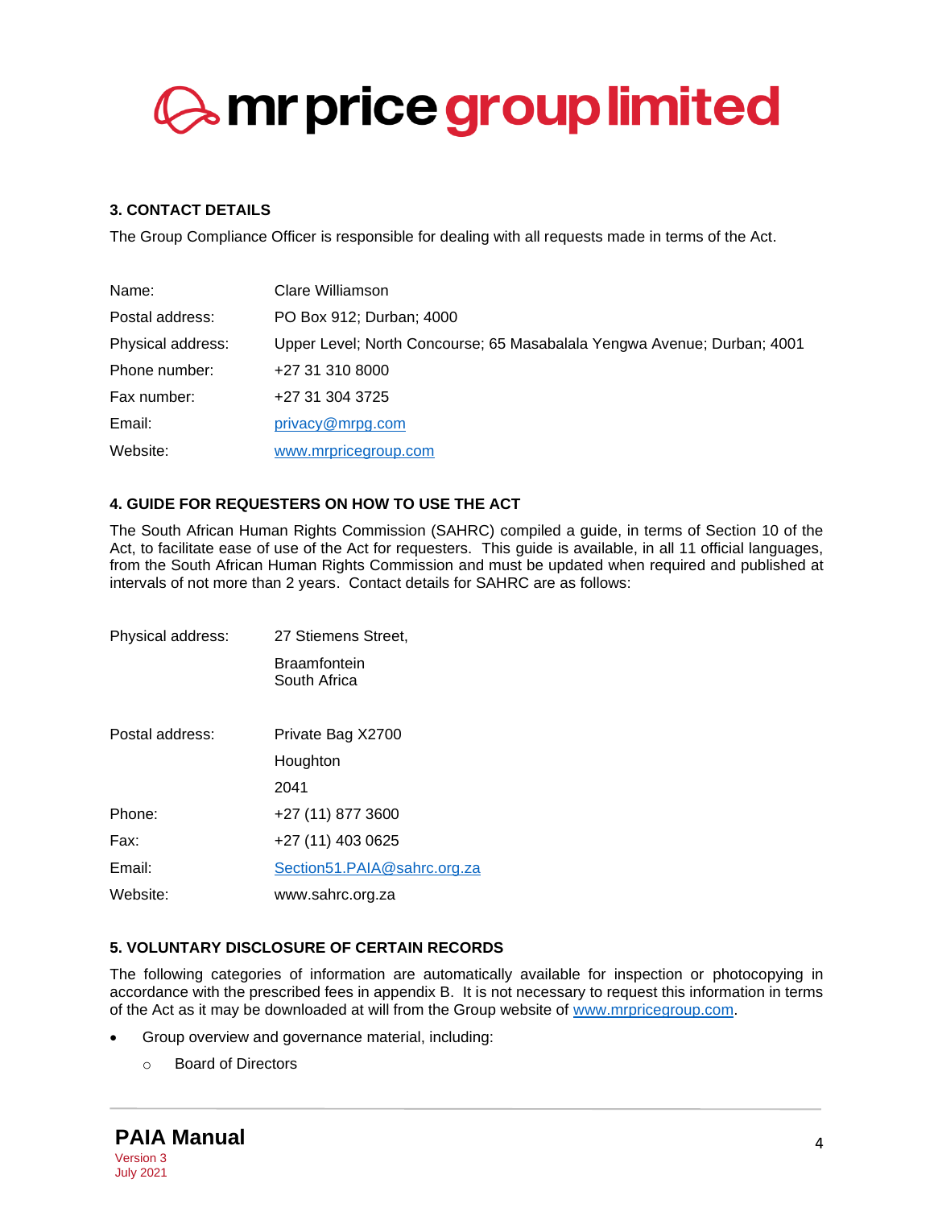## 3. CONTACT DETAILS

The Group Compliance Officer is responsible for dealing with all requests made in terms of the Act.

| | |
|---|---|
| Name: | Clare Williamson |
| Postal address: | PO Box 912; Durban; 4000 |
| Physical address: | Upper Level; North Concourse; 65 Masabalala Yengwa Avenue; Durban; 4001 |
| Phone number: | +27 31 310 8000 |
| Fax number: | +27 31 304 3725 |
| Email: | privacy@mrpg.com |
| Website: | www.mrpricegroup.com |

## 4. GUIDE FOR REQUESTERS ON HOW TO USE THE ACT

The South African Human Rights Commission (SAHRC) compiled a guide, in terms of Section 10 of the Act, to facilitate ease of use of the Act for requesters. This guide is available, in all 11 official languages, from the South African Human Rights Commission and must be updated when required and published at intervals of not more than 2 years. Contact details for SAHRC are as follows:

| | |
|---|---|
| Physical address: | 27 Stiemens Street, Braamfontein South Africa |
| Postal address: | Private Bag X2700 Houghton 2041 |
| Phone: | +27 (11) 877 3600 |
| Fax: | +27 (11) 403 0625 |
| Email: | Section51.PAIA@sahrc.org.za |
| Website: | www.sahrc.org.za |

## 5. VOLUNTARY DISCLOSURE OF CERTAIN RECORDS

The following categories of information are automatically available for inspection or photocopying in accordance with the prescribed fees in appendix B. It is not necessary to request this information in terms of the Act as it may be downloaded at will from the Group website of www.mrpricegroup.com.

- Group overview and governance material, including:
  - Board of Directors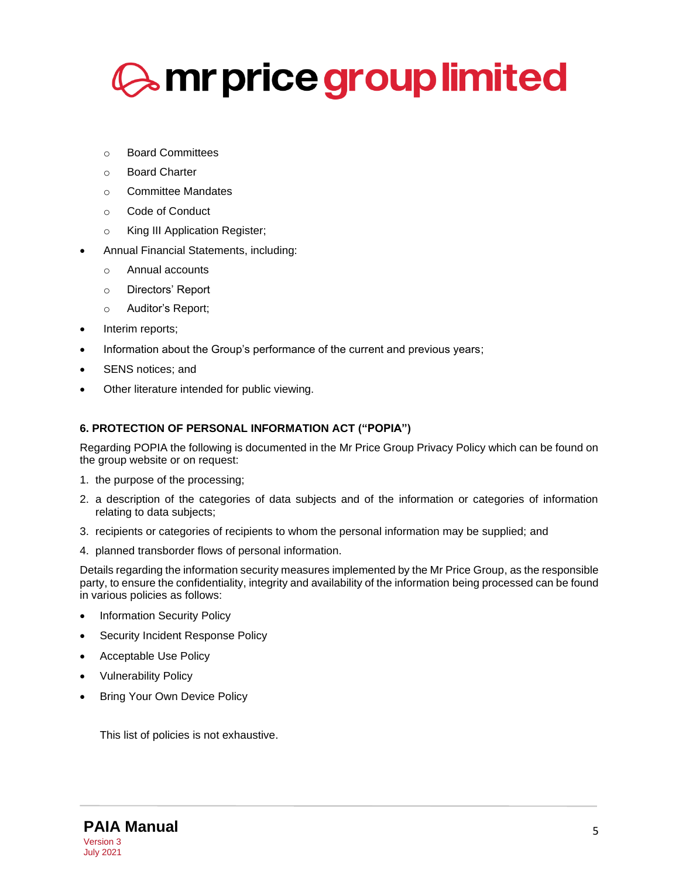- Board Committees
    - Board Charter
    - Committee Mandates
    - Code of Conduct
    - King III Application Register;
- Annual Financial Statements, including:
    - Annual accounts
    - Directors' Report
    - Auditor's Report;
- Interim reports;
- Information about the Group's performance of the current and previous years;
- SENS notices; and
- Other literature intended for public viewing.

**6. PROTECTION OF PERSONAL INFORMATION ACT ("POPIA")**

Regarding POPIA the following is documented in the Mr Price Group Privacy Policy which can be found on the group website or on request:

1. the purpose of the processing;
2. a description of the categories of data subjects and of the information or categories of information relating to data subjects;
3. recipients or categories of recipients to whom the personal information may be supplied; and
4. planned transborder flows of personal information.

Details regarding the information security measures implemented by the Mr Price Group, as the responsible party, to ensure the confidentiality, integrity and availability of the information being processed can be found in various policies as follows:

- Information Security Policy
- Security Incident Response Policy
- Acceptable Use Policy
- Vulnerability Policy
- Bring Your Own Device Policy

This list of policies is not exhaustive.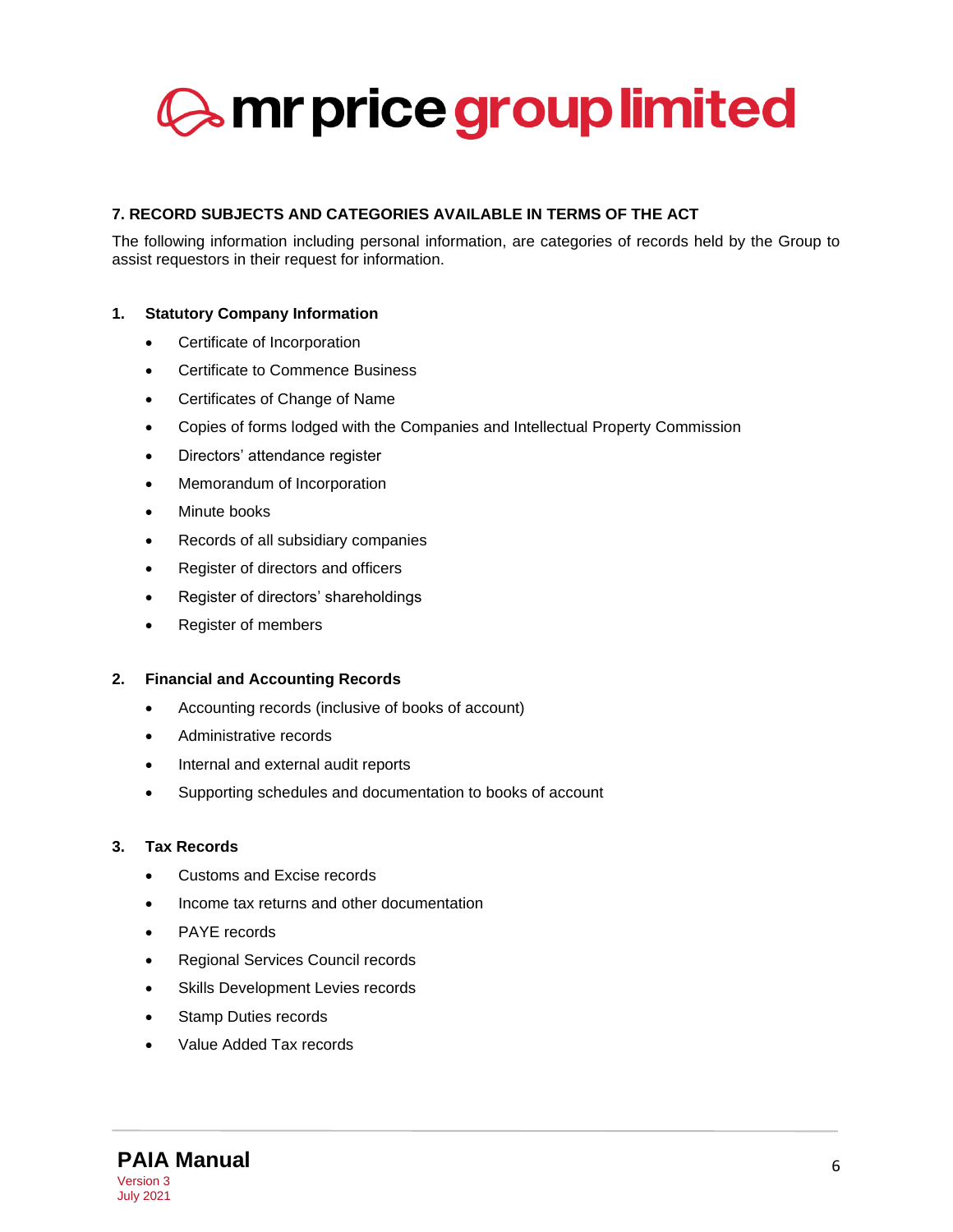## 7. RECORD SUBJECTS AND CATEGORIES AVAILABLE IN TERMS OF THE ACT

The following information including personal information, are categories of records held by the Group to assist requestors in their request for information.

### 1. Statutory Company Information

- Certificate of Incorporation
- Certificate to Commence Business
- Certificates of Change of Name
- Copies of forms lodged with the Companies and Intellectual Property Commission
- Directors' attendance register
- Memorandum of Incorporation
- Minute books
- Records of all subsidiary companies
- Register of directors and officers
- Register of directors' shareholdings
- Register of members

### 2. Financial and Accounting Records

- Accounting records (inclusive of books of account)
- Administrative records
- Internal and external audit reports
- Supporting schedules and documentation to books of account

### 3. Tax Records

- Customs and Excise records
- Income tax returns and other documentation
- PAYE records
- Regional Services Council records
- Skills Development Levies records
- Stamp Duties records
- Value Added Tax records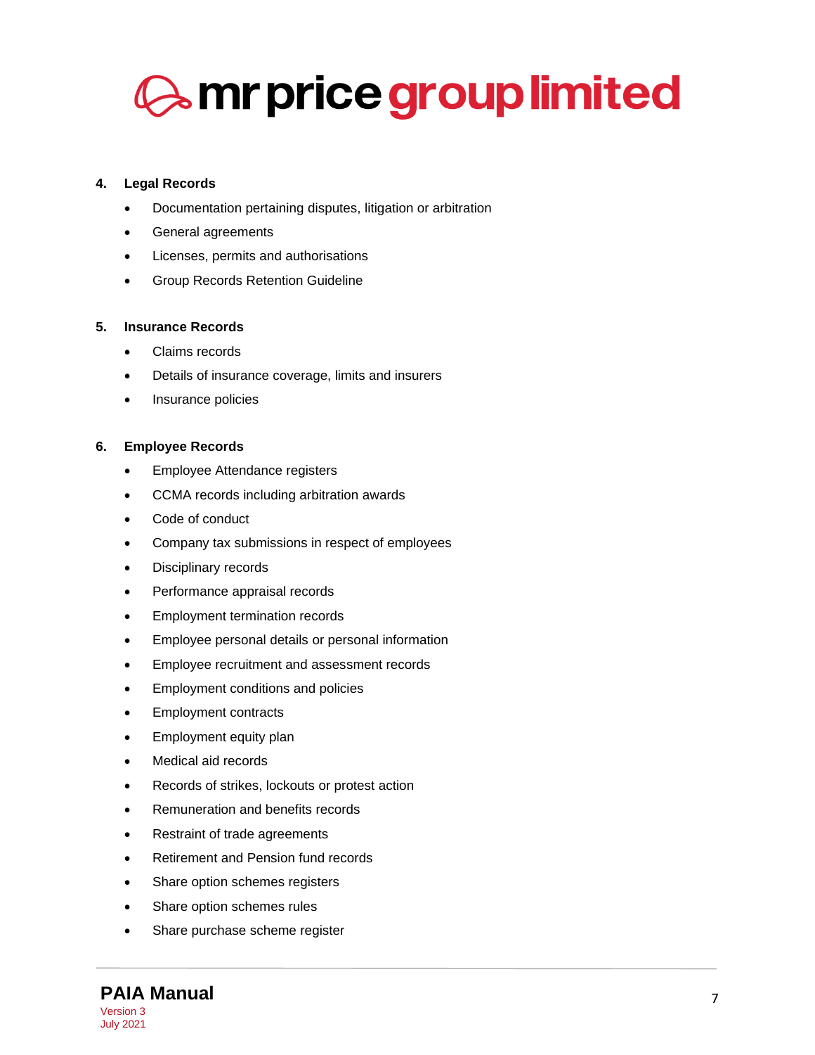## 4. Legal Records

- Documentation pertaining disputes, litigation or arbitration
- General agreements
- Licenses, permits and authorisations
- Group Records Retention Guideline

## 5. Insurance Records

- Claims records
- Details of insurance coverage, limits and insurers
- Insurance policies

## 6. Employee Records

- Employee Attendance registers
- CCMA records including arbitration awards
- Code of conduct
- Company tax submissions in respect of employees
- Disciplinary records
- Performance appraisal records
- Employment termination records
- Employee personal details or personal information
- Employee recruitment and assessment records
- Employment conditions and policies
- Employment contracts
- Employment equity plan
- Medical aid records
- Records of strikes, lockouts or protest action
- Remuneration and benefits records
- Restraint of trade agreements
- Retirement and Pension fund records
- Share option schemes registers
- Share option schemes rules
- Share purchase scheme register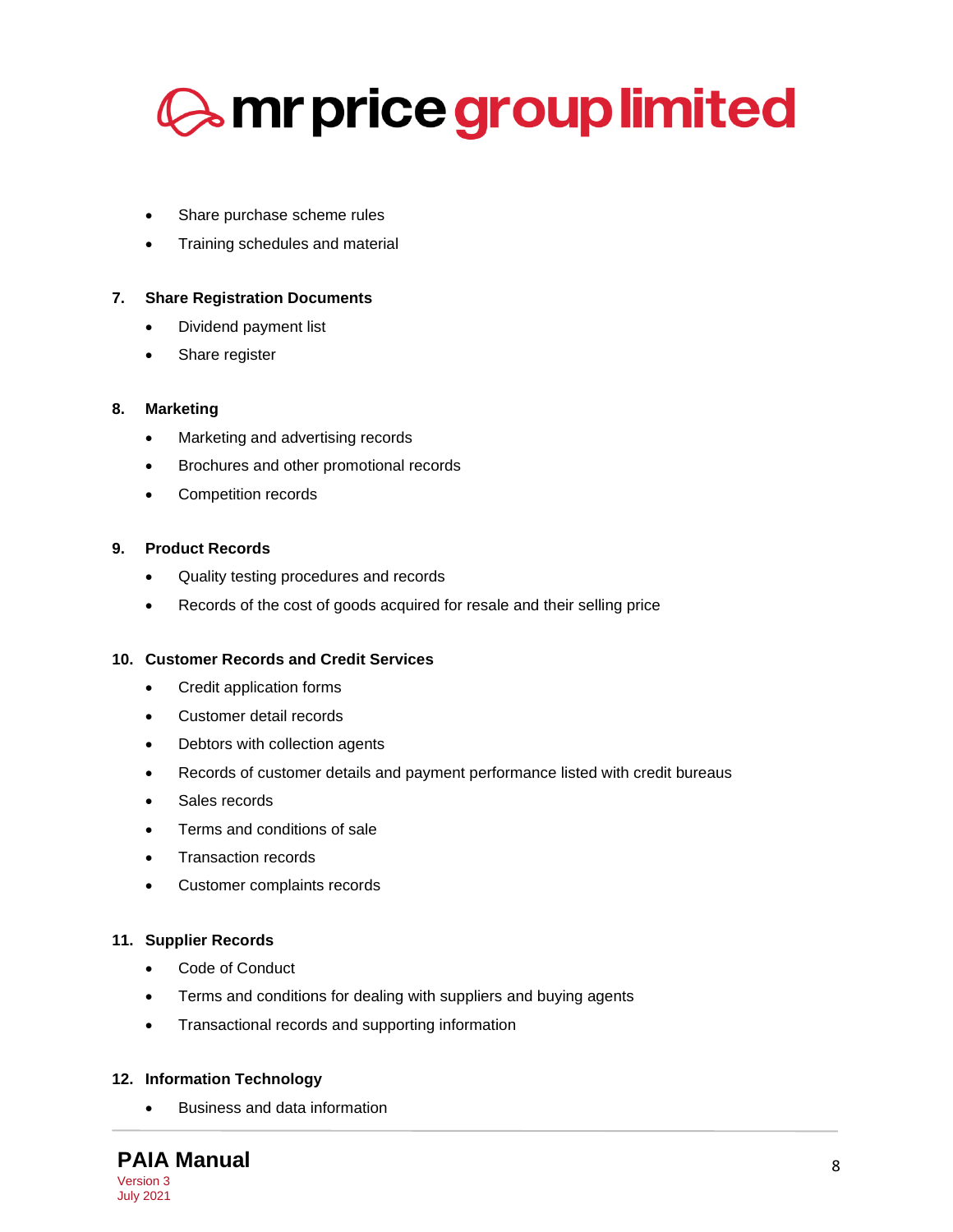- Share purchase scheme rules
- Training schedules and material

**7. Share Registration Documents**

- Dividend payment list
- Share register

**8. Marketing**

- Marketing and advertising records
- Brochures and other promotional records
- Competition records

**9. Product Records**

- Quality testing procedures and records
- Records of the cost of goods acquired for resale and their selling price

**10. Customer Records and Credit Services**

- Credit application forms
- Customer detail records
- Debtors with collection agents
- Records of customer details and payment performance listed with credit bureaus
- Sales records
- Terms and conditions of sale
- Transaction records
- Customer complaints records

**11. Supplier Records**

- Code of Conduct
- Terms and conditions for dealing with suppliers and buying agents
- Transactional records and supporting information

**12. Information Technology**

- Business and data information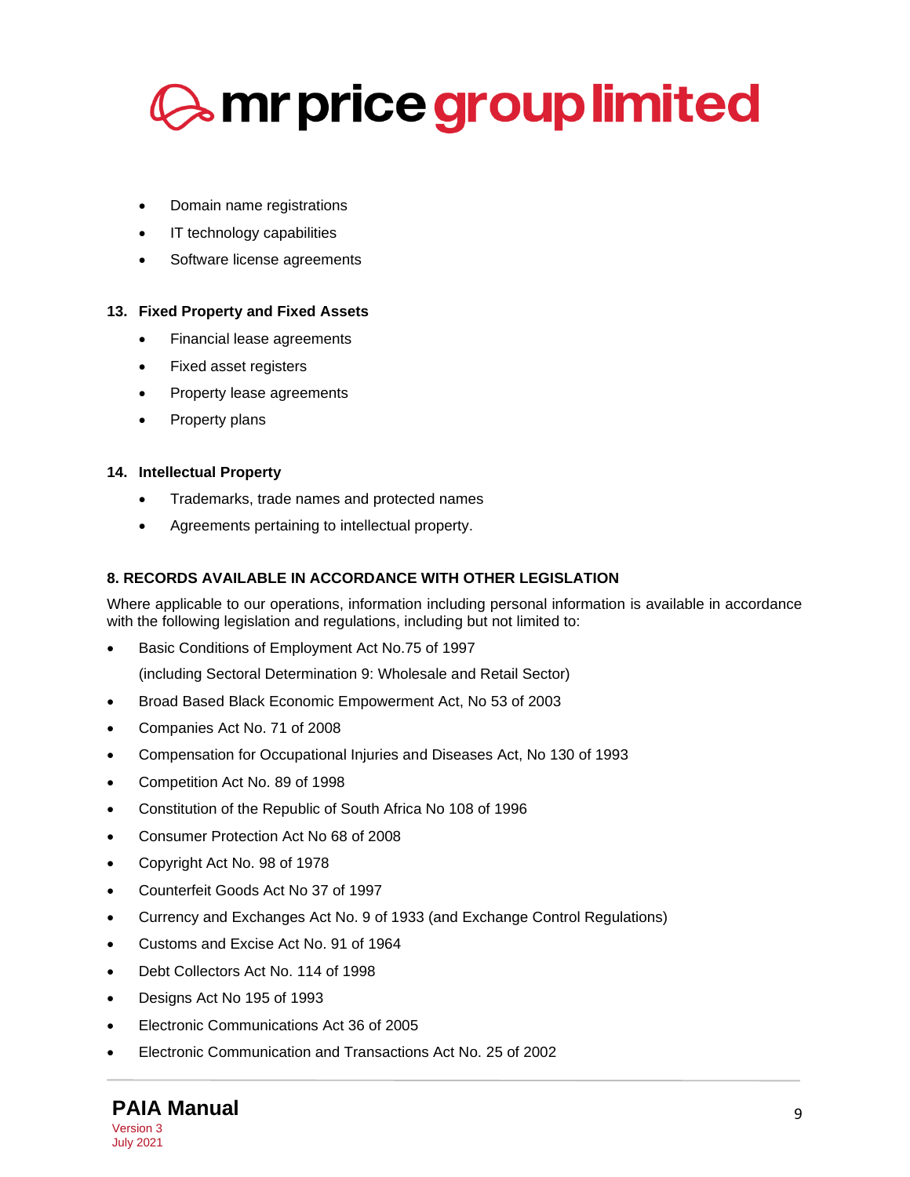- Domain name registrations
- IT technology capabilities
- Software license agreements

**13. Fixed Property and Fixed Assets**

- Financial lease agreements
- Fixed asset registers
- Property lease agreements
- Property plans

**14. Intellectual Property**

- Trademarks, trade names and protected names
- Agreements pertaining to intellectual property.

## 8. RECORDS AVAILABLE IN ACCORDANCE WITH OTHER LEGISLATION

Where applicable to our operations, information including personal information is available in accordance with the following legislation and regulations, including but not limited to:

- Basic Conditions of Employment Act No.75 of 1997
  (including Sectoral Determination 9: Wholesale and Retail Sector)
- Broad Based Black Economic Empowerment Act, No 53 of 2003
- Companies Act No. 71 of 2008
- Compensation for Occupational Injuries and Diseases Act, No 130 of 1993
- Competition Act No. 89 of 1998
- Constitution of the Republic of South Africa No 108 of 1996
- Consumer Protection Act No 68 of 2008
- Copyright Act No. 98 of 1978
- Counterfeit Goods Act No 37 of 1997
- Currency and Exchanges Act No. 9 of 1933 (and Exchange Control Regulations)
- Customs and Excise Act No. 91 of 1964
- Debt Collectors Act No. 114 of 1998
- Designs Act No 195 of 1993
- Electronic Communications Act 36 of 2005
- Electronic Communication and Transactions Act No. 25 of 2002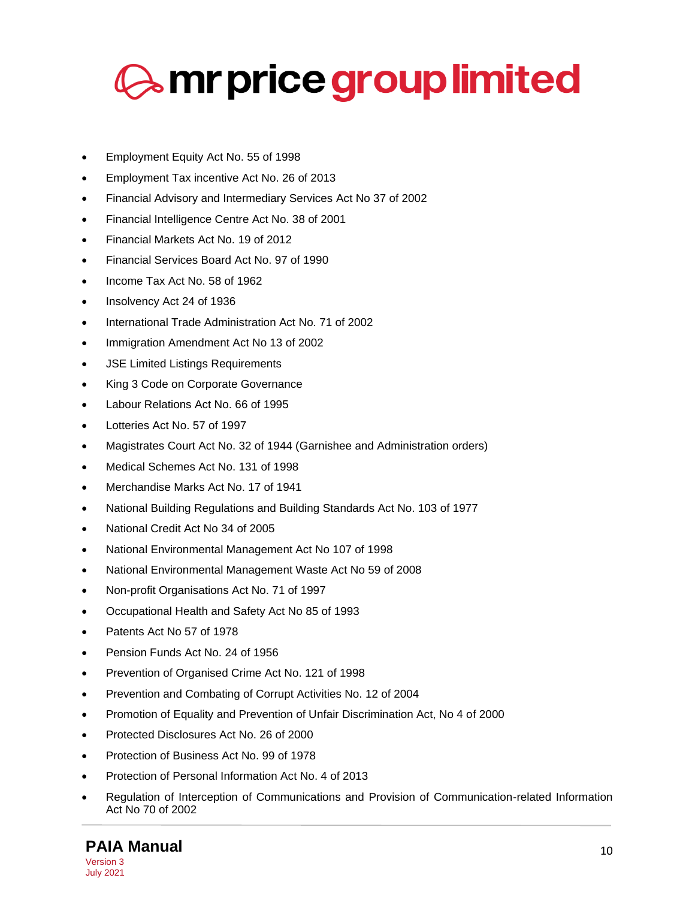- Employment Equity Act No. 55 of 1998
- Employment Tax incentive Act No. 26 of 2013
- Financial Advisory and Intermediary Services Act No 37 of 2002
- Financial Intelligence Centre Act No. 38 of 2001
- Financial Markets Act No. 19 of 2012
- Financial Services Board Act No. 97 of 1990
- Income Tax Act No. 58 of 1962
- Insolvency Act 24 of 1936
- International Trade Administration Act No. 71 of 2002
- Immigration Amendment Act No 13 of 2002
- JSE Limited Listings Requirements
- King 3 Code on Corporate Governance
- Labour Relations Act No. 66 of 1995
- Lotteries Act No. 57 of 1997
- Magistrates Court Act No. 32 of 1944 (Garnishee and Administration orders)
- Medical Schemes Act No. 131 of 1998
- Merchandise Marks Act No. 17 of 1941
- National Building Regulations and Building Standards Act No. 103 of 1977
- National Credit Act No 34 of 2005
- National Environmental Management Act No 107 of 1998
- National Environmental Management Waste Act No 59 of 2008
- Non-profit Organisations Act No. 71 of 1997
- Occupational Health and Safety Act No 85 of 1993
- Patents Act No 57 of 1978
- Pension Funds Act No. 24 of 1956
- Prevention of Organised Crime Act No. 121 of 1998
- Prevention and Combating of Corrupt Activities No. 12 of 2004
- Promotion of Equality and Prevention of Unfair Discrimination Act, No 4 of 2000
- Protected Disclosures Act No. 26 of 2000
- Protection of Business Act No. 99 of 1978
- Protection of Personal Information Act No. 4 of 2013
- Regulation of Interception of Communications and Provision of Communication-related Information Act No 70 of 2002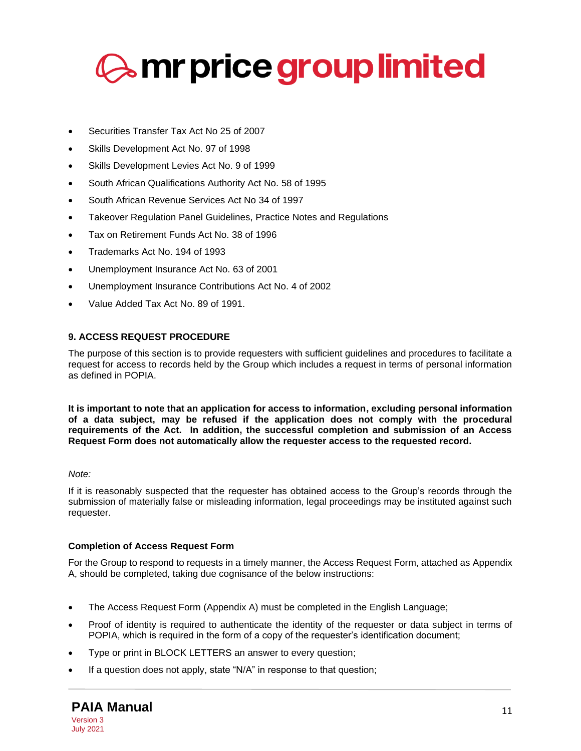- Securities Transfer Tax Act No 25 of 2007
- Skills Development Act No. 97 of 1998
- Skills Development Levies Act No. 9 of 1999
- South African Qualifications Authority Act No. 58 of 1995
- South African Revenue Services Act No 34 of 1997
- Takeover Regulation Panel Guidelines, Practice Notes and Regulations
- Tax on Retirement Funds Act No. 38 of 1996
- Trademarks Act No. 194 of 1993
- Unemployment Insurance Act No. 63 of 2001
- Unemployment Insurance Contributions Act No. 4 of 2002
- Value Added Tax Act No. 89 of 1991.

## 9. ACCESS REQUEST PROCEDURE

The purpose of this section is to provide requesters with sufficient guidelines and procedures to facilitate a request for access to records held by the Group which includes a request in terms of personal information as defined in POPIA.

**It is important to note that an application for access to information, excluding personal information of a data subject, may be refused if the application does not comply with the procedural requirements of the Act. In addition, the successful completion and submission of an Access Request Form does not automatically allow the requester access to the requested record.**

*Note:*

If it is reasonably suspected that the requester has obtained access to the Group's records through the submission of materially false or misleading information, legal proceedings may be instituted against such requester.

### Completion of Access Request Form

For the Group to respond to requests in a timely manner, the Access Request Form, attached as Appendix A, should be completed, taking due cognisance of the below instructions:

- The Access Request Form (Appendix A) must be completed in the English Language;
- Proof of identity is required to authenticate the identity of the requester or data subject in terms of POPIA, which is required in the form of a copy of the requester's identification document;
- Type or print in BLOCK LETTERS an answer to every question;
- If a question does not apply, state "N/A" in response to that question;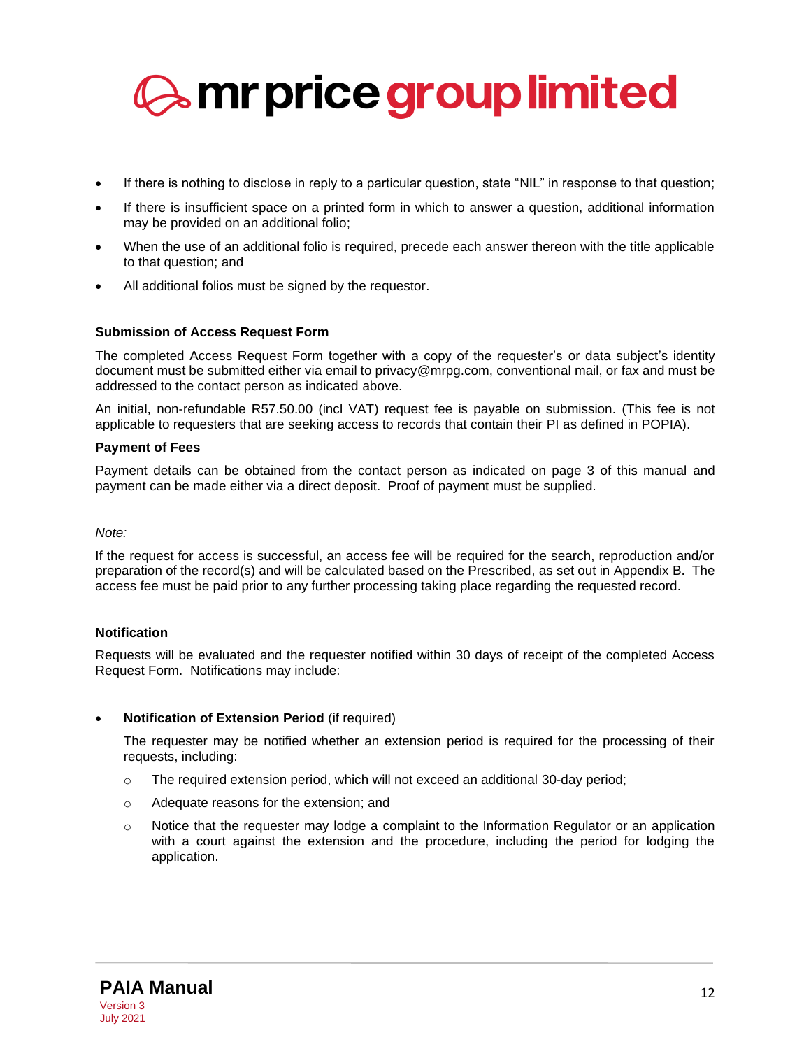- If there is nothing to disclose in reply to a particular question, state "NIL" in response to that question;
- If there is insufficient space on a printed form in which to answer a question, additional information may be provided on an additional folio;
- When the use of an additional folio is required, precede each answer thereon with the title applicable to that question; and
- All additional folios must be signed by the requestor.

**Submission of Access Request Form**

The completed Access Request Form together with a copy of the requester's or data subject's identity document must be submitted either via email to privacy@mrpg.com, conventional mail, or fax and must be addressed to the contact person as indicated above.

An initial, non-refundable R57.50.00 (incl VAT) request fee is payable on submission. (This fee is not applicable to requesters that are seeking access to records that contain their PI as defined in POPIA).

**Payment of Fees**

Payment details can be obtained from the contact person as indicated on page 3 of this manual and payment can be made either via a direct deposit. Proof of payment must be supplied.

*Note:*

If the request for access is successful, an access fee will be required for the search, reproduction and/or preparation of the record(s) and will be calculated based on the Prescribed, as set out in Appendix B. The access fee must be paid prior to any further processing taking place regarding the requested record.

**Notification**

Requests will be evaluated and the requester notified within 30 days of receipt of the completed Access Request Form. Notifications may include:

- **Notification of Extension Period** (if required)

  The requester may be notified whether an extension period is required for the processing of their requests, including:

  - The required extension period, which will not exceed an additional 30-day period;
  - Adequate reasons for the extension; and
  - Notice that the requester may lodge a complaint to the Information Regulator or an application with a court against the extension and the procedure, including the period for lodging the application.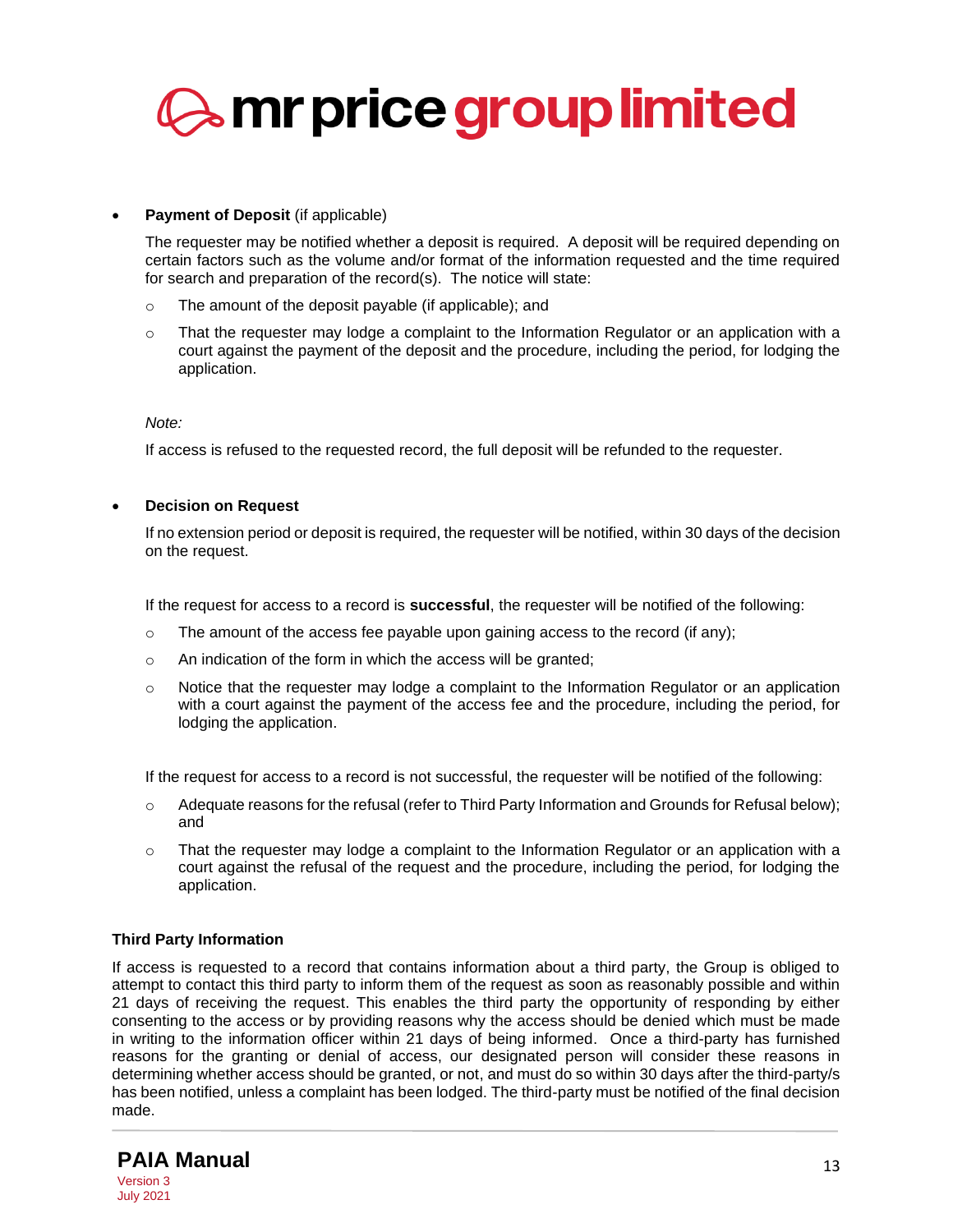- **Payment of Deposit** (if applicable)

  The requester may be notified whether a deposit is required. A deposit will be required depending on certain factors such as the volume and/or format of the information requested and the time required for search and preparation of the record(s). The notice will state:

  - The amount of the deposit payable (if applicable); and
  - That the requester may lodge a complaint to the Information Regulator or an application with a court against the payment of the deposit and the procedure, including the period, for lodging the application.

  *Note:*

  If access is refused to the requested record, the full deposit will be refunded to the requester.

- **Decision on Request**

  If no extension period or deposit is required, the requester will be notified, within 30 days of the decision on the request.

  If the request for access to a record is **successful**, the requester will be notified of the following:

  - The amount of the access fee payable upon gaining access to the record (if any);
  - An indication of the form in which the access will be granted;
  - Notice that the requester may lodge a complaint to the Information Regulator or an application with a court against the payment of the access fee and the procedure, including the period, for lodging the application.

  If the request for access to a record is not successful, the requester will be notified of the following:

  - Adequate reasons for the refusal (refer to Third Party Information and Grounds for Refusal below); and
  - That the requester may lodge a complaint to the Information Regulator or an application with a court against the refusal of the request and the procedure, including the period, for lodging the application.

### Third Party Information

If access is requested to a record that contains information about a third party, the Group is obliged to attempt to contact this third party to inform them of the request as soon as reasonably possible and within 21 days of receiving the request. This enables the third party the opportunity of responding by either consenting to the access or by providing reasons why the access should be denied which must be made in writing to the information officer within 21 days of being informed. Once a third-party has furnished reasons for the granting or denial of access, our designated person will consider these reasons in determining whether access should be granted, or not, and must do so within 30 days after the third-party/s has been notified, unless a complaint has been lodged. The third-party must be notified of the final decision made.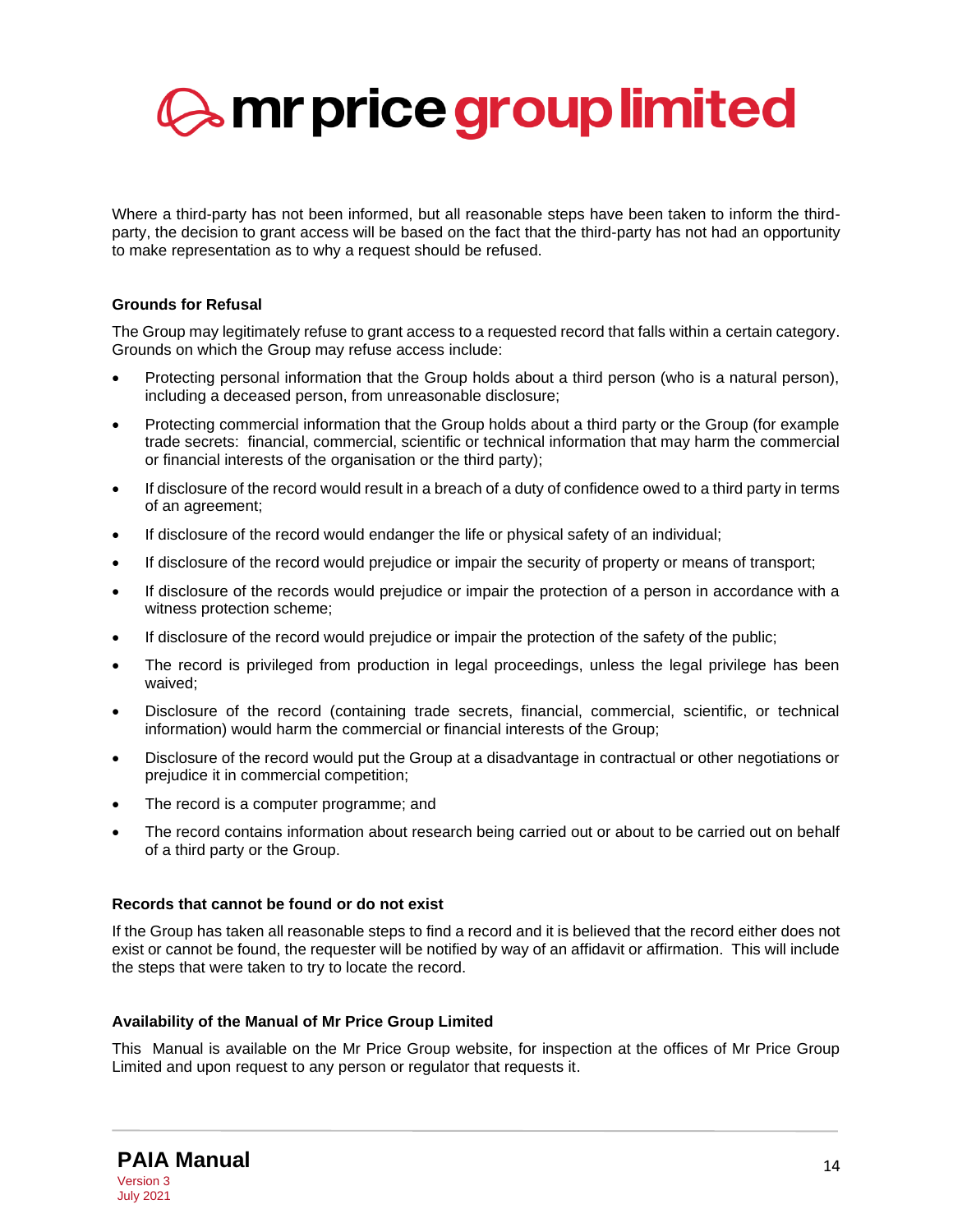Where a third-party has not been informed, but all reasonable steps have been taken to inform the third-party, the decision to grant access will be based on the fact that the third-party has not had an opportunity to make representation as to why a request should be refused.

**Grounds for Refusal**

The Group may legitimately refuse to grant access to a requested record that falls within a certain category. Grounds on which the Group may refuse access include:

- Protecting personal information that the Group holds about a third person (who is a natural person), including a deceased person, from unreasonable disclosure;
- Protecting commercial information that the Group holds about a third party or the Group (for example trade secrets: financial, commercial, scientific or technical information that may harm the commercial or financial interests of the organisation or the third party);
- If disclosure of the record would result in a breach of a duty of confidence owed to a third party in terms of an agreement;
- If disclosure of the record would endanger the life or physical safety of an individual;
- If disclosure of the record would prejudice or impair the security of property or means of transport;
- If disclosure of the records would prejudice or impair the protection of a person in accordance with a witness protection scheme;
- If disclosure of the record would prejudice or impair the protection of the safety of the public;
- The record is privileged from production in legal proceedings, unless the legal privilege has been waived;
- Disclosure of the record (containing trade secrets, financial, commercial, scientific, or technical information) would harm the commercial or financial interests of the Group;
- Disclosure of the record would put the Group at a disadvantage in contractual or other negotiations or prejudice it in commercial competition;
- The record is a computer programme; and
- The record contains information about research being carried out or about to be carried out on behalf of a third party or the Group.

**Records that cannot be found or do not exist**

If the Group has taken all reasonable steps to find a record and it is believed that the record either does not exist or cannot be found, the requester will be notified by way of an affidavit or affirmation. This will include the steps that were taken to try to locate the record.

**Availability of the Manual of Mr Price Group Limited**

This Manual is available on the Mr Price Group website, for inspection at the offices of Mr Price Group Limited and upon request to any person or regulator that requests it.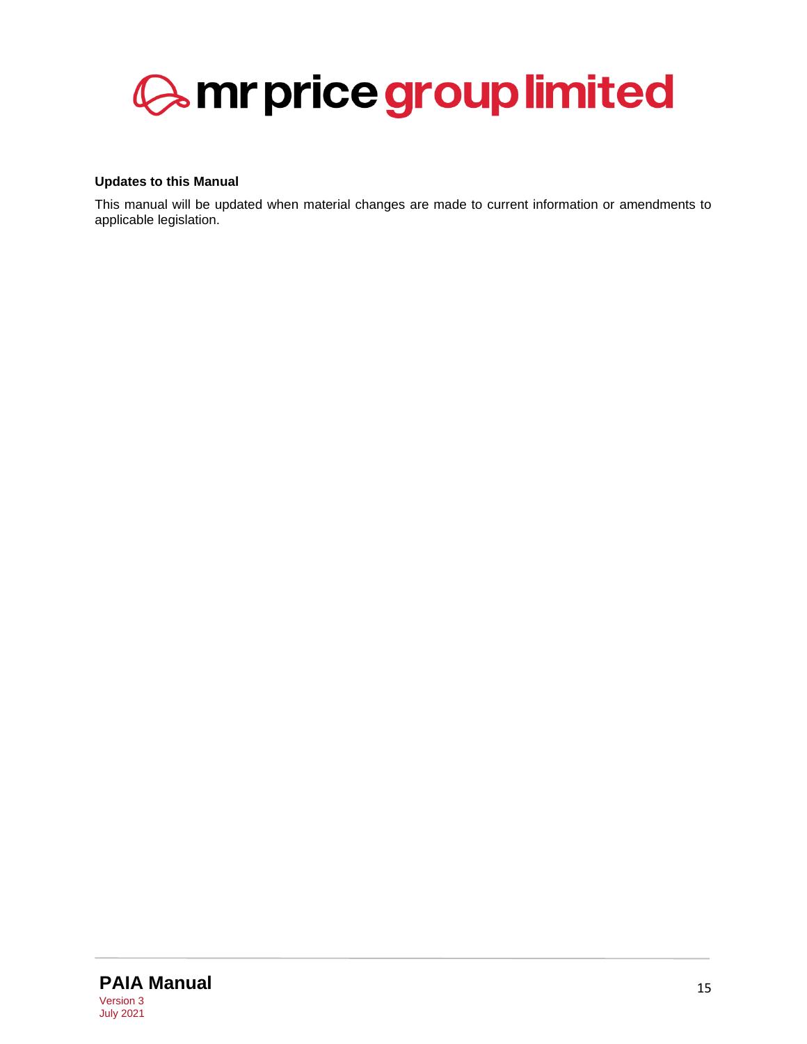**Updates to this Manual**

This manual will be updated when material changes are made to current information or amendments to applicable legislation.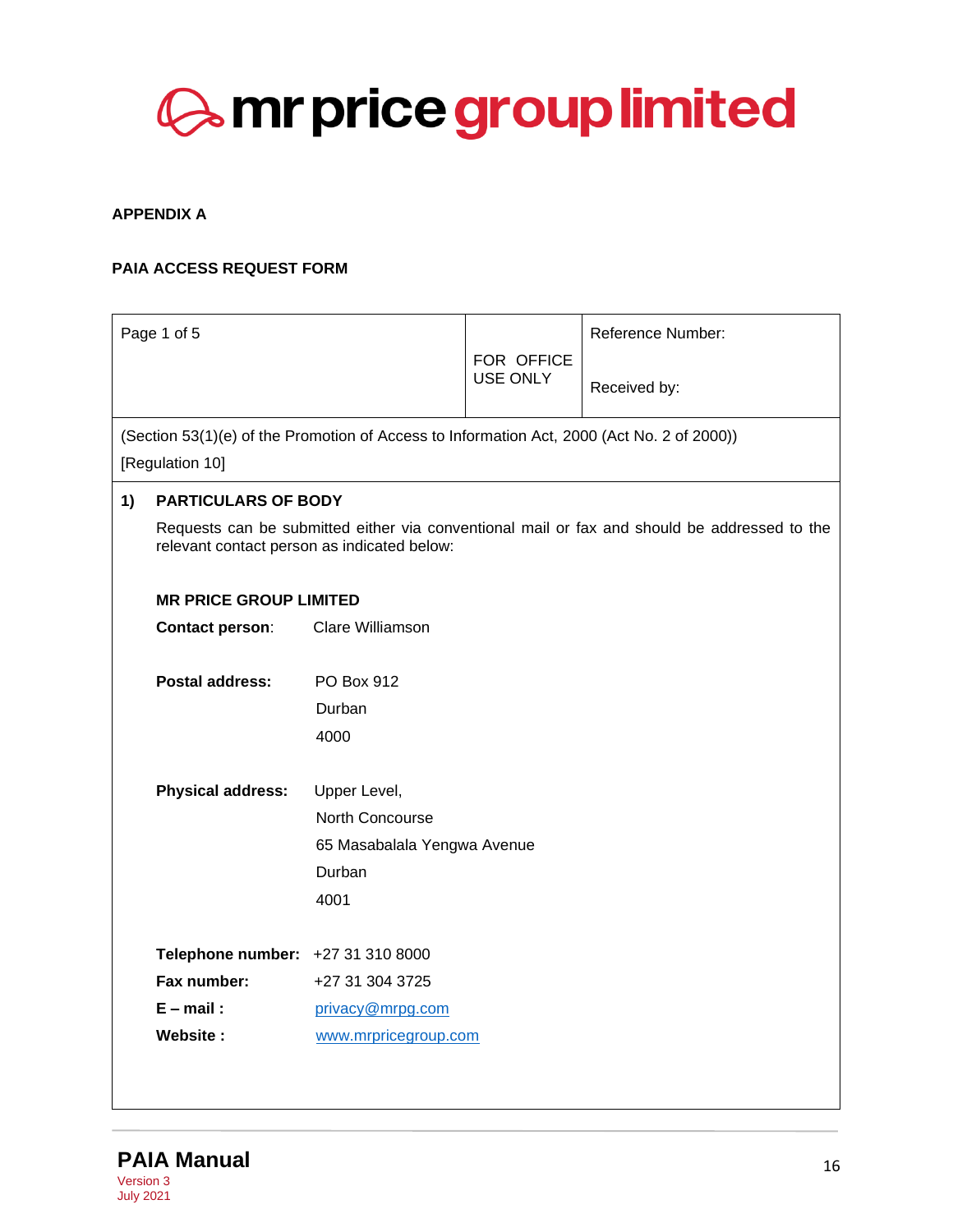**mr price group limited**

**APPENDIX A**

**PAIA ACCESS REQUEST FORM**

| Page 1 of 5 | FOR OFFICE USE ONLY | Reference Number:<br><br>Received by: |
|---|---|---|

(Section 53(1)(e) of the Promotion of Access to Information Act, 2000 (Act No. 2 of 2000))
[Regulation 10]

**1) PARTICULARS OF BODY**

Requests can be submitted either via conventional mail or fax and should be addressed to the relevant contact person as indicated below:

**MR PRICE GROUP LIMITED**

**Contact person**: Clare Williamson

**Postal address:**
PO Box 912
Durban
4000

**Physical address:**
Upper Level,
North Concourse
65 Masabalala Yengwa Avenue
Durban
4001

**Telephone number:** +27 31 310 8000
**Fax number:** +27 31 304 3725
**E – mail :** privacy@mrpg.com
**Website :** www.mrpricegroup.com

**PAIA Manual**
Version 3
July 2021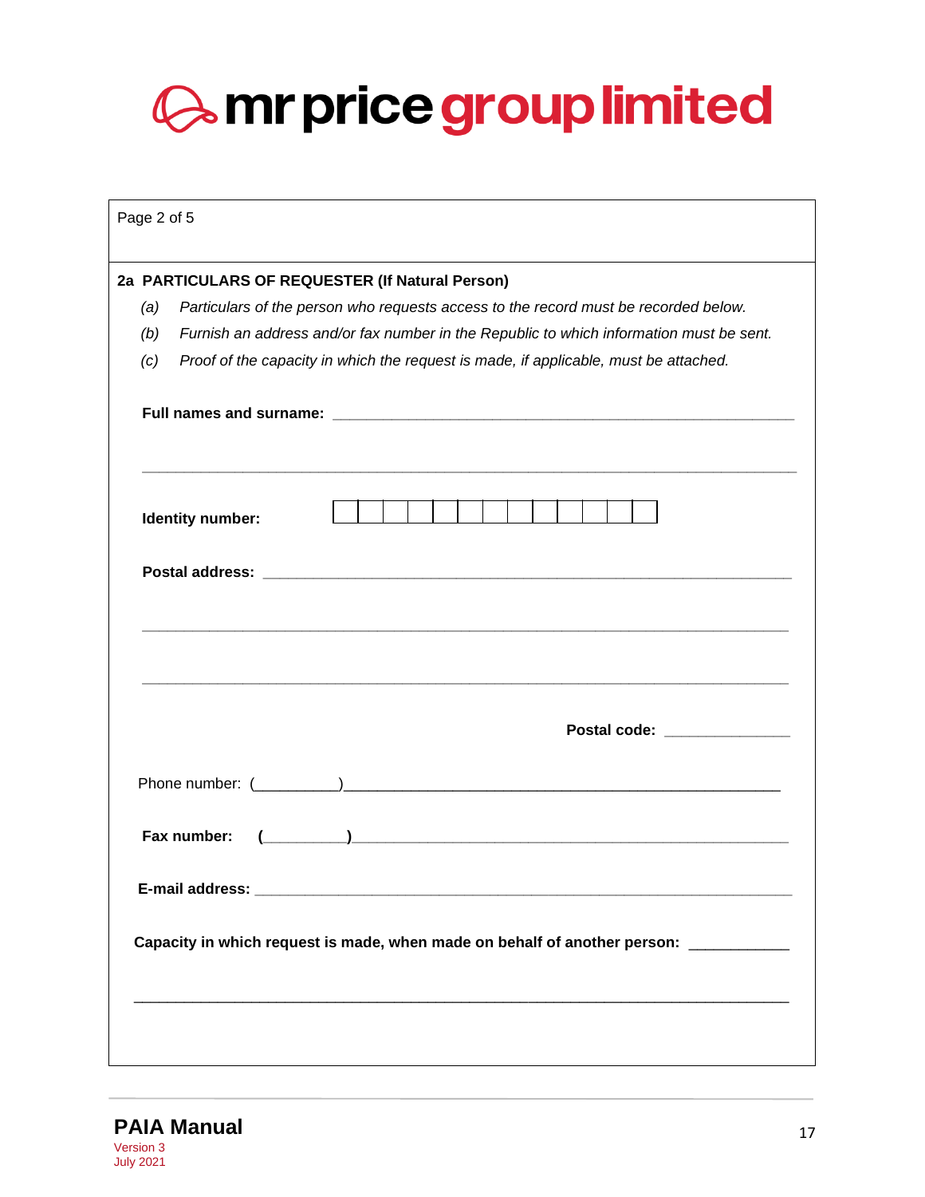# mr price group limited

Page 2 of 5

**2a PARTICULARS OF REQUESTER (If Natural Person)**

*(a)* *Particulars of the person who requests access to the record must be recorded below.*

*(b)* *Furnish an address and/or fax number in the Republic to which information must be sent.*

*(c)* *Proof of the capacity in which the request is made, if applicable, must be attached.*

**Full names and surname:** ____________________________________________________________

______________________________________________________________________________

**Identity number:** | | | | | | | | | | | | | |

**Postal address:** ________________________________________________________________

______________________________________________________________________________

______________________________________________________________________________

**Postal code:** _______________

Phone number: (__________)______________________________________________________

**Fax number:** (__________)______________________________________________________

**E-mail address:** ______________________________________________________________

**Capacity in which request is made, when made on behalf of another person:** ___________

______________________________________________________________________________

**PAIA Manual**
Version 3
July 2021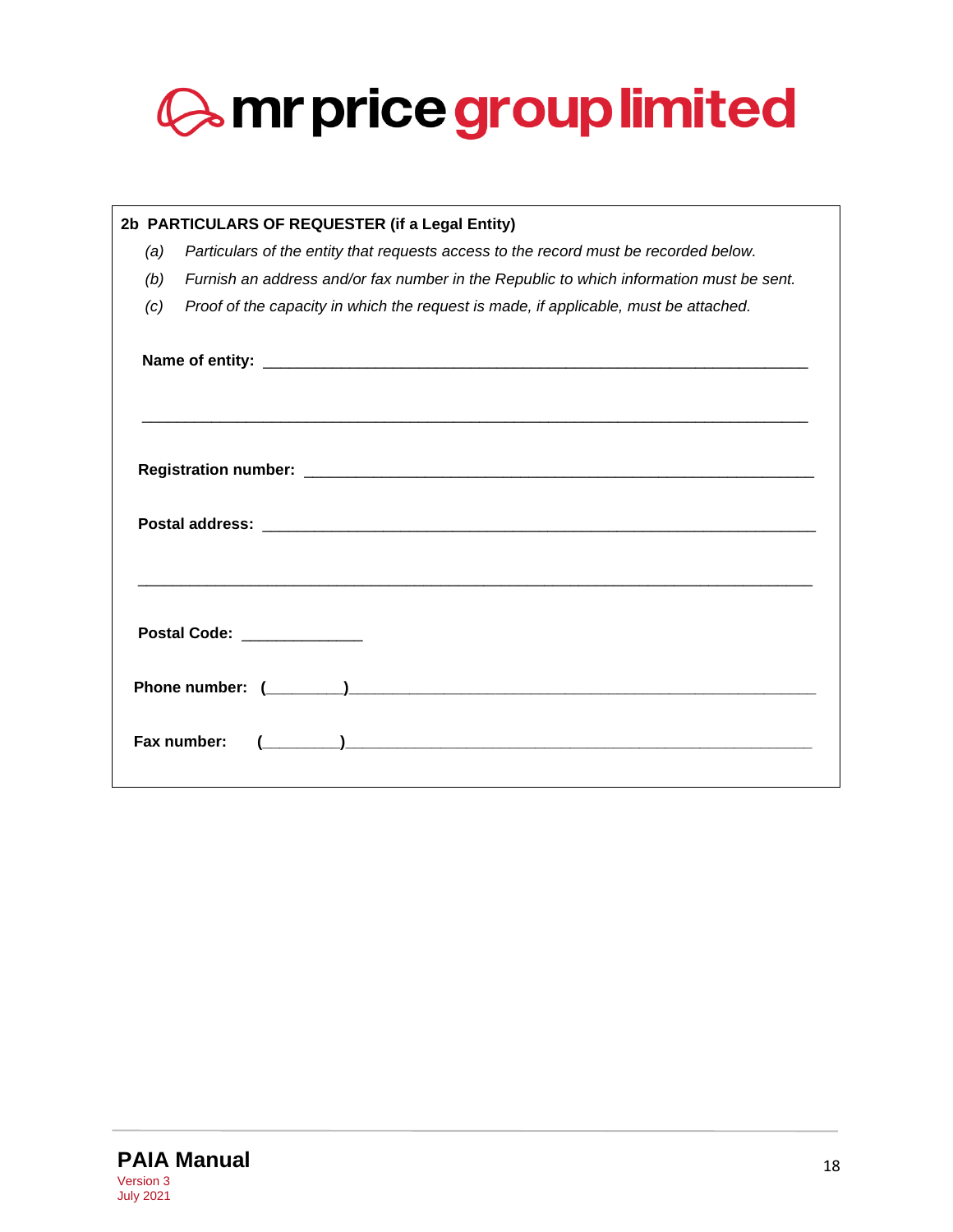# mr price group limited

**2b PARTICULARS OF REQUESTER (if a Legal Entity)**

*(a)* *Particulars of the entity that requests access to the record must be recorded below.*

*(b)* *Furnish an address and/or fax number in the Republic to which information must be sent.*

*(c)* *Proof of the capacity in which the request is made, if applicable, must be attached.*

**Name of entity:** ______________________________________________________________

______________________________________________________________________________

**Registration number:** __________________________________________________________

**Postal address:** _______________________________________________________________

______________________________________________________________________________

**Postal Code:** ______________

**Phone number:** (_________)___________________________________________________

**Fax number:** (_________)___________________________________________________

**PAIA Manual**
Version 3
July 2021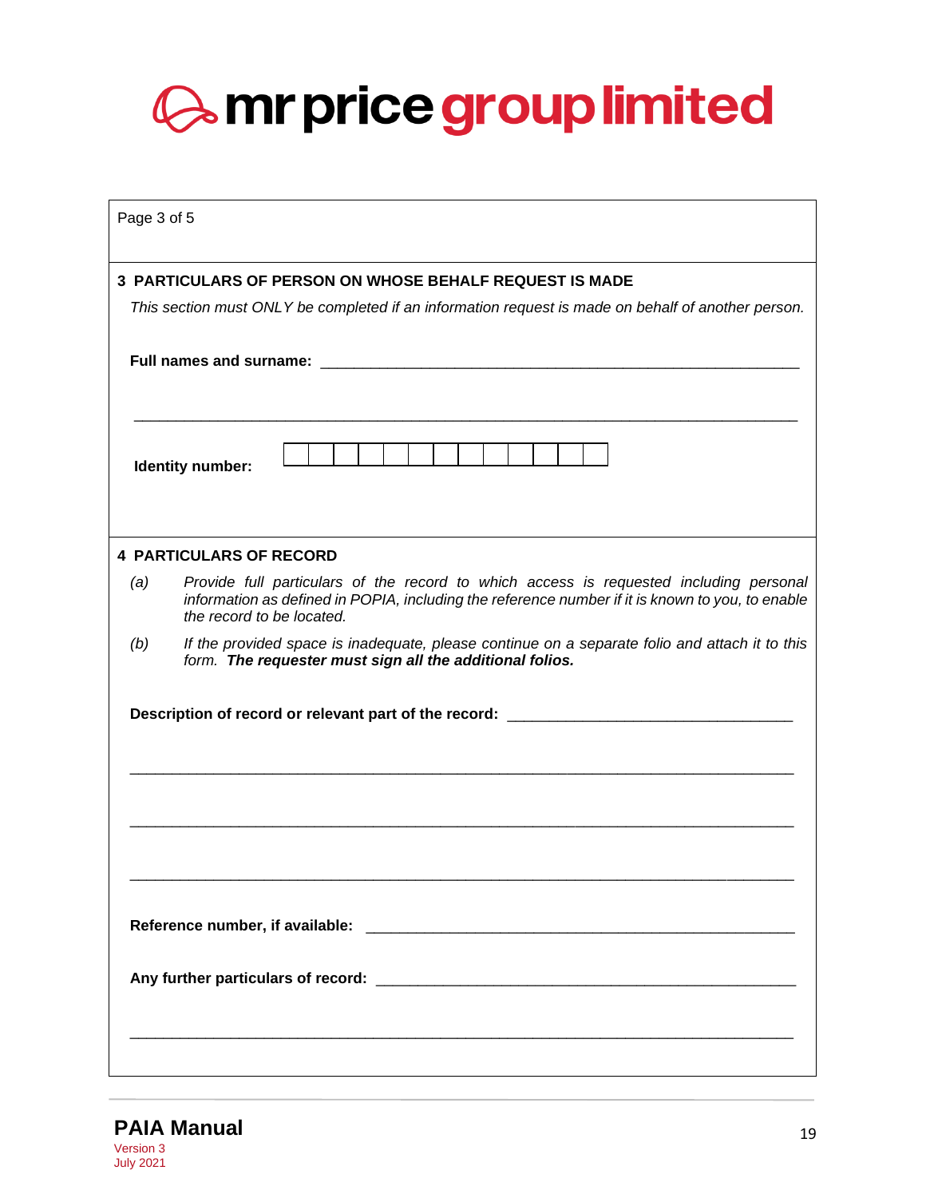Page 3 of 5

## 3 PARTICULARS OF PERSON ON WHOSE BEHALF REQUEST IS MADE

*This section must ONLY be completed if an information request is made on behalf of another person.*

**Full names and surname:** ____________________________________________________________

________________________________________________________________________________

**Identity number:** | | | | | | | | | | | | | |

## 4 PARTICULARS OF RECORD

(a) *Provide full particulars of the record to which access is requested including personal information as defined in POPIA, including the reference number if it is known to you, to enable the record to be located.*

(b) *If the provided space is inadequate, please continue on a separate folio and attach it to this form.* ***The requester must sign all the additional folios.***

**Description of record or relevant part of the record:** ____________________________________

________________________________________________________________________________

________________________________________________________________________________

________________________________________________________________________________

**Reference number, if available:** ______________________________________________________

**Any further particulars of record:** ____________________________________________________

________________________________________________________________________________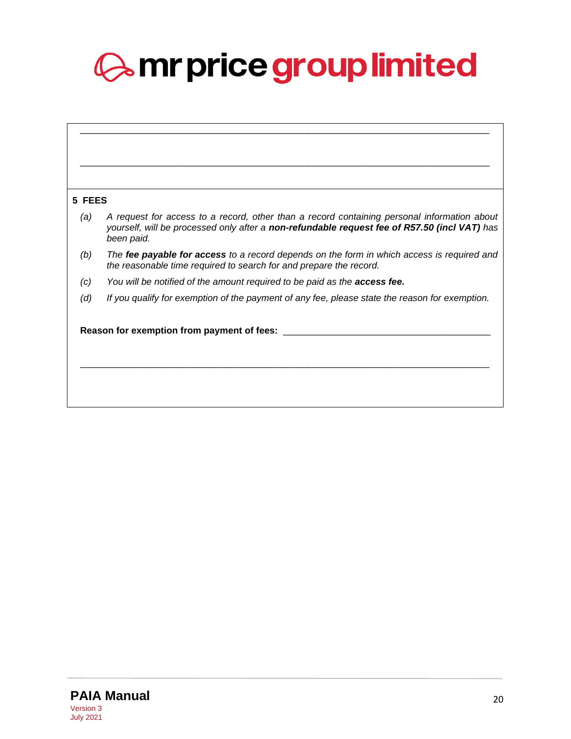\_\_\_\_\_\_\_\_\_\_\_\_\_\_\_\_\_\_\_\_\_\_\_\_\_\_\_\_\_\_\_\_\_\_\_\_\_\_\_\_\_\_\_\_\_\_\_\_\_\_\_\_\_\_\_\_\_\_\_\_\_\_\_\_\_\_\_\_\_\_\_\_\_\_\_\_

\_\_\_\_\_\_\_\_\_\_\_\_\_\_\_\_\_\_\_\_\_\_\_\_\_\_\_\_\_\_\_\_\_\_\_\_\_\_\_\_\_\_\_\_\_\_\_\_\_\_\_\_\_\_\_\_\_\_\_\_\_\_\_\_\_\_\_\_\_\_\_\_\_\_\_\_

**5 FEES**

*(a)* *A request for access to a record, other than a record containing personal information about yourself, will be processed only after a* ***non-refundable request fee of R57.50 (incl VAT)*** *has been paid.*

*(b)* *The* ***fee payable for access*** *to a record depends on the form in which access is required and the reasonable time required to search for and prepare the record.*

*(c)* *You will be notified of the amount required to be paid as the* ***access fee.***

*(d)* *If you qualify for exemption of the payment of any fee, please state the reason for exemption.*

**Reason for exemption from payment of fees:** \_\_\_\_\_\_\_\_\_\_\_\_\_\_\_\_\_\_\_\_\_\_\_\_\_\_\_\_\_\_\_\_\_\_\_\_\_\_\_\_

\_\_\_\_\_\_\_\_\_\_\_\_\_\_\_\_\_\_\_\_\_\_\_\_\_\_\_\_\_\_\_\_\_\_\_\_\_\_\_\_\_\_\_\_\_\_\_\_\_\_\_\_\_\_\_\_\_\_\_\_\_\_\_\_\_\_\_\_\_\_\_\_\_\_\_\_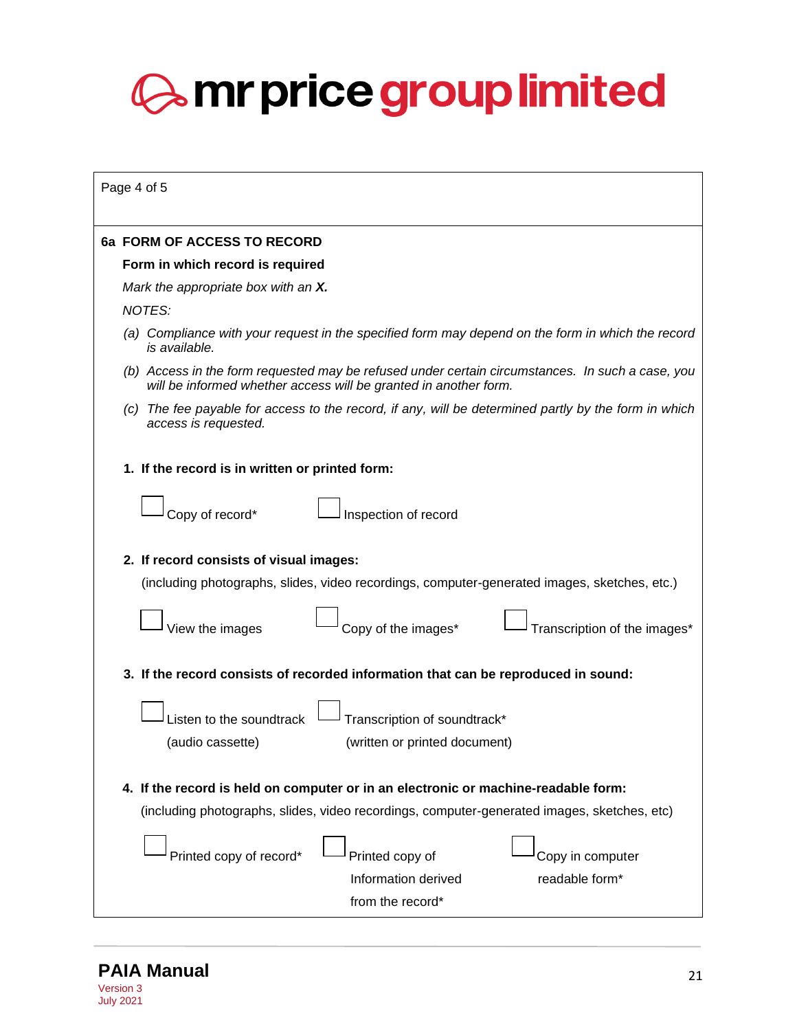# mr price group limited

Page 4 of 5

**6a FORM OF ACCESS TO RECORD**

**Form in which record is required**

*Mark the appropriate box with an* ***X.***

*NOTES:*

*(a) Compliance with your request in the specified form may depend on the form in which the record is available.*

*(b) Access in the form requested may be refused under certain circumstances. In such a case, you will be informed whether access will be granted in another form.*

*(c) The fee payable for access to the record, if any, will be determined partly by the form in which access is requested.*

**1. If the record is in written or printed form:**

☐ Copy of record*  ☐ Inspection of record

**2. If record consists of visual images:**

(including photographs, slides, video recordings, computer-generated images, sketches, etc.)

☐ View the images  ☐ Copy of the images*  ☐ Transcription of the images*

**3. If the record consists of recorded information that can be reproduced in sound:**

☐ Listen to the soundtrack (audio cassette)  ☐ Transcription of soundtrack* (written or printed document)

**4. If the record is held on computer or in an electronic or machine-readable form:**

(including photographs, slides, video recordings, computer-generated images, sketches, etc)

☐ Printed copy of record*  ☐ Printed copy of Information derived from the record*  ☐ Copy in computer readable form*

**PAIA Manual**
Version 3
July 2021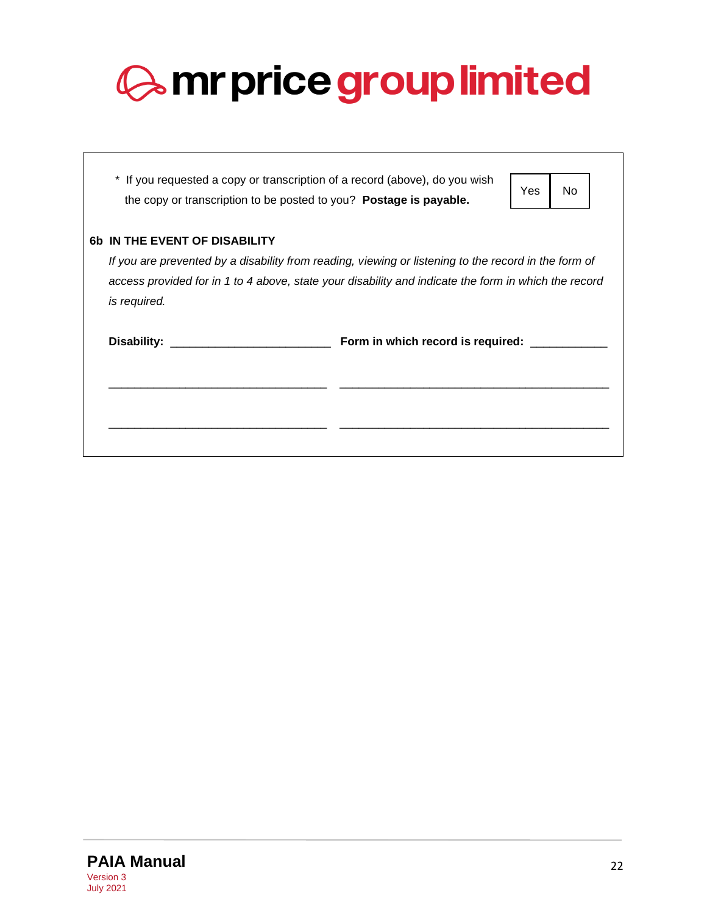# mr price group limited

\* If you requested a copy or transcription of a record (above), do you wish the copy or transcription to be posted to you? **Postage is payable.**

| Yes | No |
|---|---|

**6b IN THE EVENT OF DISABILITY**

*If you are prevented by a disability from reading, viewing or listening to the record in the form of access provided for in 1 to 4 above, state your disability and indicate the form in which the record is required.*

**Disability:** ________________________ **Form in which record is required:** ___________

________________________________ ________________________________________

________________________________ ________________________________________

**PAIA Manual**
Version 3
July 2021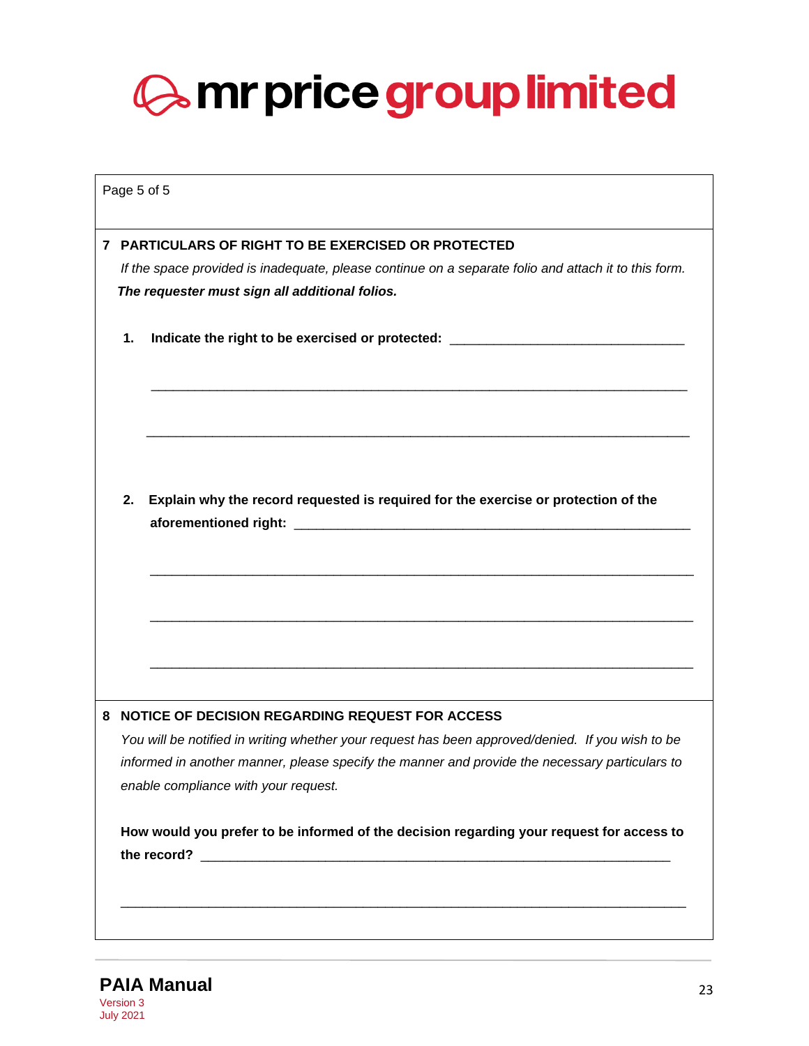Page 5 of 5

## 7 PARTICULARS OF RIGHT TO BE EXERCISED OR PROTECTED

*If the space provided is inadequate, please continue on a separate folio and attach it to this form.*

***The requester must sign all additional folios.***

1. **Indicate the right to be exercised or protected:** ________________________________

   ___________________________________________________________________________

   ___________________________________________________________________________

2. **Explain why the record requested is required for the exercise or protection of the aforementioned right:** ________________________________________________________

   ___________________________________________________________________________

   ___________________________________________________________________________

   ___________________________________________________________________________

## 8 NOTICE OF DECISION REGARDING REQUEST FOR ACCESS

*You will be notified in writing whether your request has been approved/denied. If you wish to be informed in another manner, please specify the manner and provide the necessary particulars to enable compliance with your request.*

**How would you prefer to be informed of the decision regarding your request for access to the record?** _________________________________________________________________

___________________________________________________________________________

**PAIA Manual**

Version 3

July 2021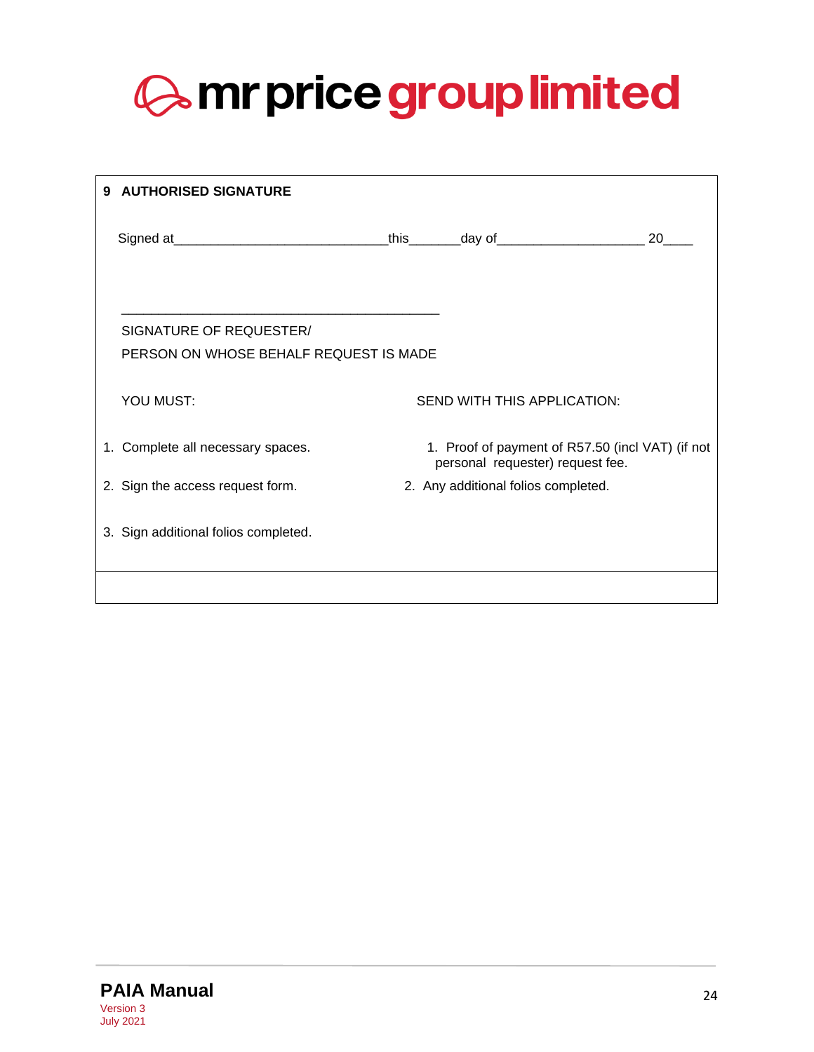**mr price group limited**

## 9 AUTHORISED SIGNATURE

Signed at_____________________________this_______day of____________________ 20____

_____________________________________________

SIGNATURE OF REQUESTER/

PERSON ON WHOSE BEHALF REQUEST IS MADE

| YOU MUST: | SEND WITH THIS APPLICATION: |
|---|---|
| 1. Complete all necessary spaces. | 1. Proof of payment of R57.50 (incl VAT) (if not personal requester) request fee. |
| 2. Sign the access request form. | 2. Any additional folios completed. |
| 3. Sign additional folios completed. | |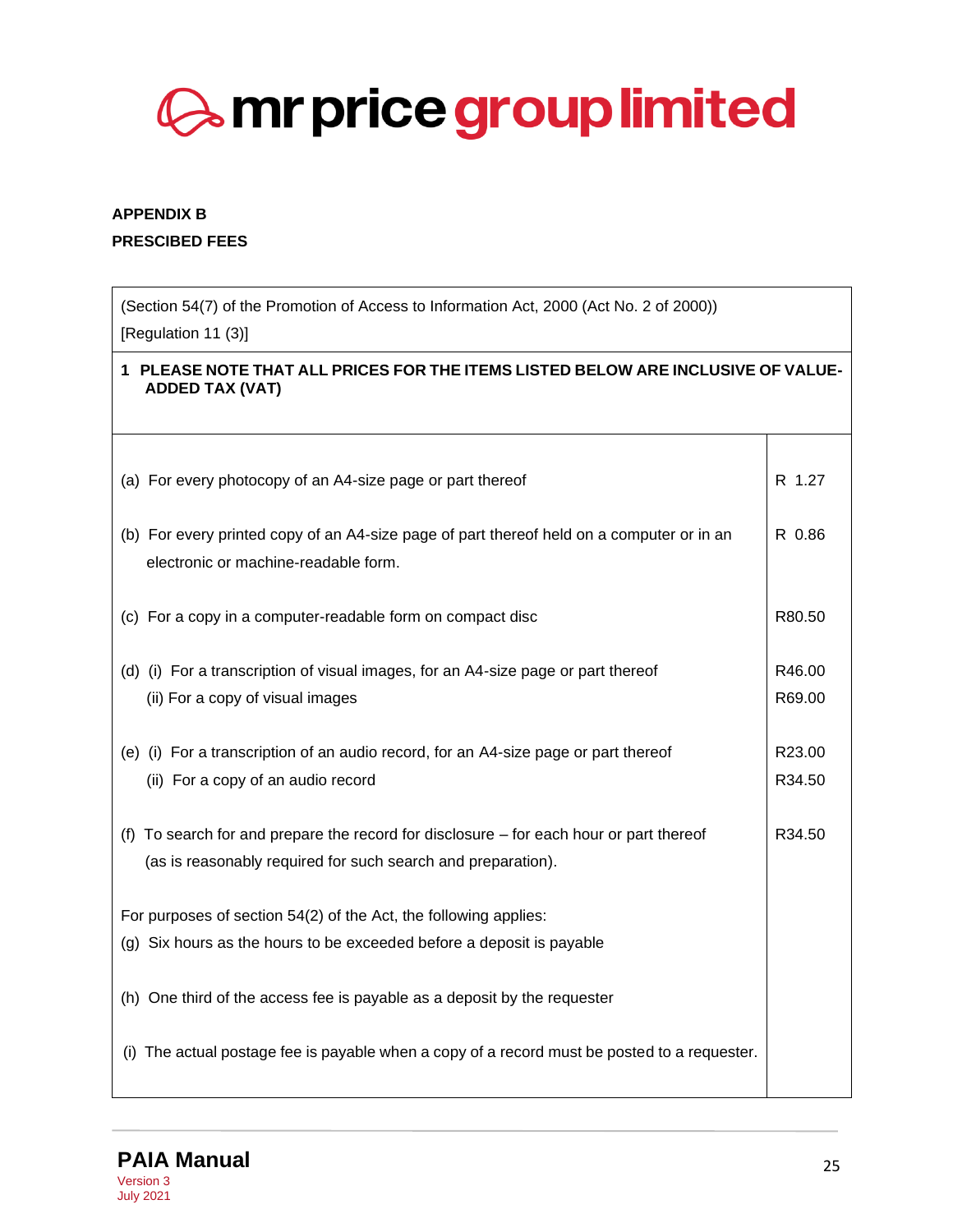**APPENDIX B**

**PRESCIBED FEES**

(Section 54(7) of the Promotion of Access to Information Act, 2000 (Act No. 2 of 2000))
[Regulation 11 (3)]

**1 PLEASE NOTE THAT ALL PRICES FOR THE ITEMS LISTED BELOW ARE INCLUSIVE OF VALUE-ADDED TAX (VAT)**

| | |
|---|---|
| (a) For every photocopy of an A4-size page or part thereof | R 1.27 |
| (b) For every printed copy of an A4-size page of part thereof held on a computer or in an electronic or machine-readable form. | R 0.86 |
| (c) For a copy in a computer-readable form on compact disc | R80.50 |
| (d) (i) For a transcription of visual images, for an A4-size page or part thereof | R46.00 |
| (ii) For a copy of visual images | R69.00 |
| (e) (i) For a transcription of an audio record, for an A4-size page or part thereof | R23.00 |
| (ii) For a copy of an audio record | R34.50 |
| (f) To search for and prepare the record for disclosure – for each hour or part thereof (as is reasonably required for such search and preparation). | R34.50 |
| For purposes of section 54(2) of the Act, the following applies: | |
| (g) Six hours as the hours to be exceeded before a deposit is payable | |
| (h) One third of the access fee is payable as a deposit by the requester | |
| (i) The actual postage fee is payable when a copy of a record must be posted to a requester. | |